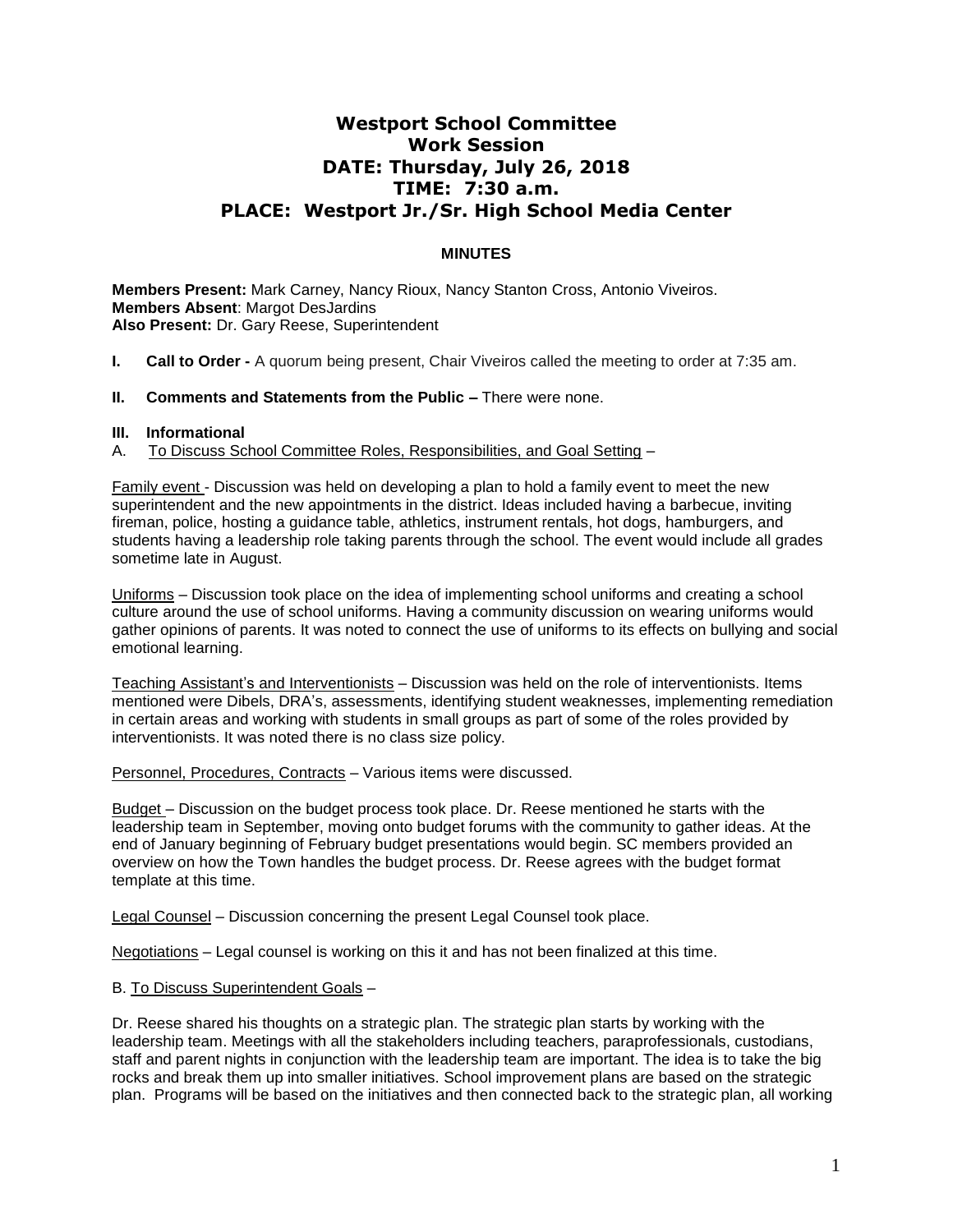# Westport School Committee
## Work Session
## DATE: Thursday, July 26, 2018
## TIME: 7:30 a.m.
## PLACE: Westport Jr./Sr. High School Media Center

**MINUTES**

**Members Present:** Mark Carney, Nancy Rioux, Nancy Stanton Cross, Antonio Viveiros.
**Members Absent**: Margot DesJardins
**Also Present:** Dr. Gary Reese, Superintendent

**I. Call to Order -** A quorum being present, Chair Viveiros called the meeting to order at 7:35 am.

**II. Comments and Statements from the Public –** There were none.

**III. Informational**

A. To Discuss School Committee Roles, Responsibilities, and Goal Setting –

Family event - Discussion was held on developing a plan to hold a family event to meet the new superintendent and the new appointments in the district. Ideas included having a barbecue, inviting fireman, police, hosting a guidance table, athletics, instrument rentals, hot dogs, hamburgers, and students having a leadership role taking parents through the school. The event would include all grades sometime late in August.

Uniforms – Discussion took place on the idea of implementing school uniforms and creating a school culture around the use of school uniforms. Having a community discussion on wearing uniforms would gather opinions of parents. It was noted to connect the use of uniforms to its effects on bullying and social emotional learning.

Teaching Assistant's and Interventionists – Discussion was held on the role of interventionists. Items mentioned were Dibels, DRA's, assessments, identifying student weaknesses, implementing remediation in certain areas and working with students in small groups as part of some of the roles provided by interventionists. It was noted there is no class size policy.

Personnel, Procedures, Contracts – Various items were discussed.

Budget – Discussion on the budget process took place. Dr. Reese mentioned he starts with the leadership team in September, moving onto budget forums with the community to gather ideas. At the end of January beginning of February budget presentations would begin. SC members provided an overview on how the Town handles the budget process. Dr. Reese agrees with the budget format template at this time.

Legal Counsel – Discussion concerning the present Legal Counsel took place.

Negotiations – Legal counsel is working on this it and has not been finalized at this time.

B. To Discuss Superintendent Goals –

Dr. Reese shared his thoughts on a strategic plan. The strategic plan starts by working with the leadership team. Meetings with all the stakeholders including teachers, paraprofessionals, custodians, staff and parent nights in conjunction with the leadership team are important. The idea is to take the big rocks and break them up into smaller initiatives. School improvement plans are based on the strategic plan. Programs will be based on the initiatives and then connected back to the strategic plan, all working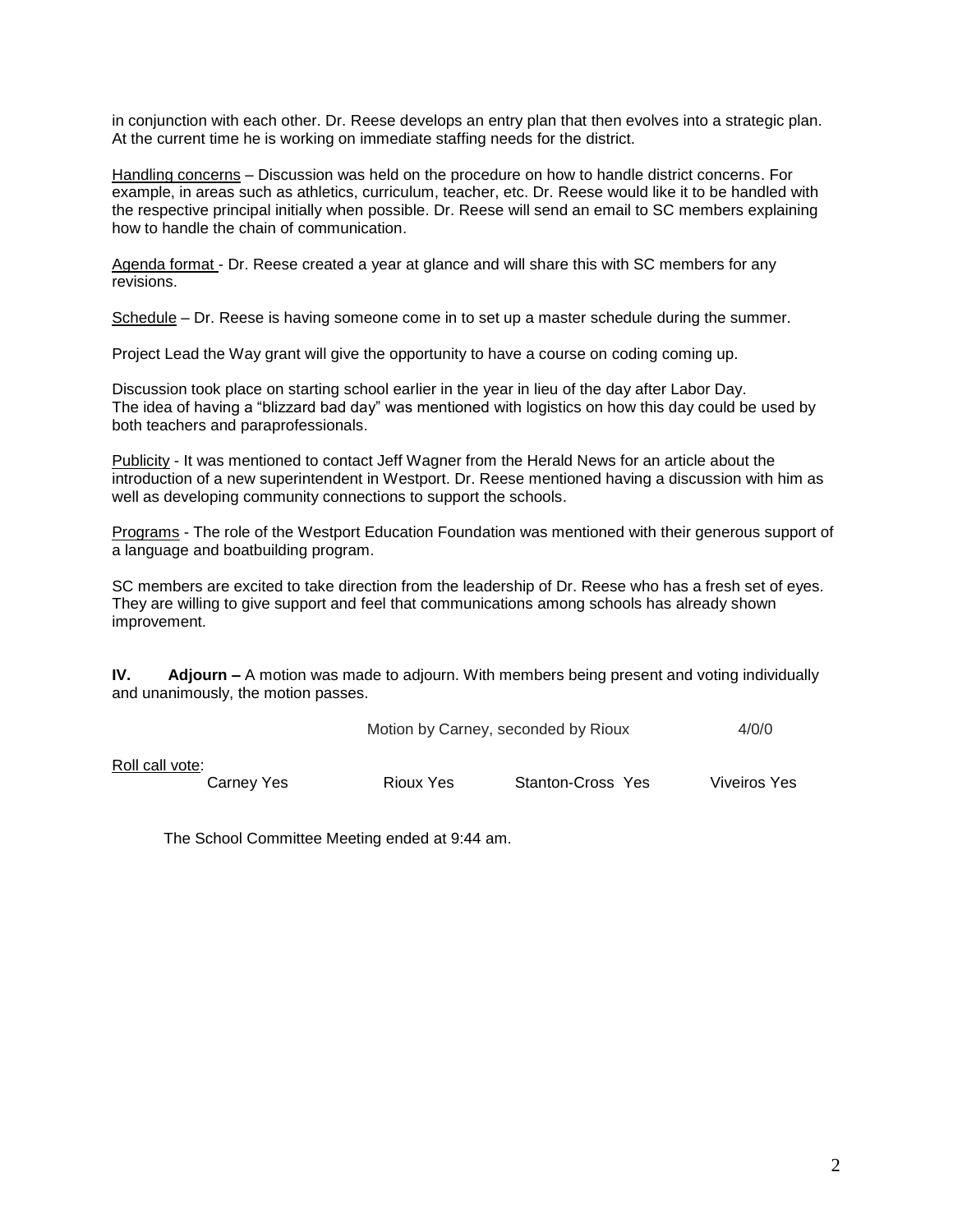in conjunction with each other. Dr. Reese develops an entry plan that then evolves into a strategic plan. At the current time he is working on immediate staffing needs for the district.

Handling concerns – Discussion was held on the procedure on how to handle district concerns. For example, in areas such as athletics, curriculum, teacher, etc. Dr. Reese would like it to be handled with the respective principal initially when possible. Dr. Reese will send an email to SC members explaining how to handle the chain of communication.

Agenda format - Dr. Reese created a year at glance and will share this with SC members for any revisions.

Schedule – Dr. Reese is having someone come in to set up a master schedule during the summer.

Project Lead the Way grant will give the opportunity to have a course on coding coming up.

Discussion took place on starting school earlier in the year in lieu of the day after Labor Day.
The idea of having a "blizzard bad day" was mentioned with logistics on how this day could be used by both teachers and paraprofessionals.

Publicity - It was mentioned to contact Jeff Wagner from the Herald News for an article about the introduction of a new superintendent in Westport. Dr. Reese mentioned having a discussion with him as well as developing community connections to support the schools.

Programs - The role of the Westport Education Foundation was mentioned with their generous support of a language and boatbuilding program.

SC members are excited to take direction from the leadership of Dr. Reese who has a fresh set of eyes. They are willing to give support and feel that communications among schools has already shown improvement.

**IV. Adjourn –** A motion was made to adjourn. With members being present and voting individually and unanimously, the motion passes.

Motion by Carney, seconded by Rioux 4/0/0

Roll call vote:

Carney Yes Rioux Yes Stanton-Cross Yes Viveiros Yes

The School Committee Meeting ended at 9:44 am.